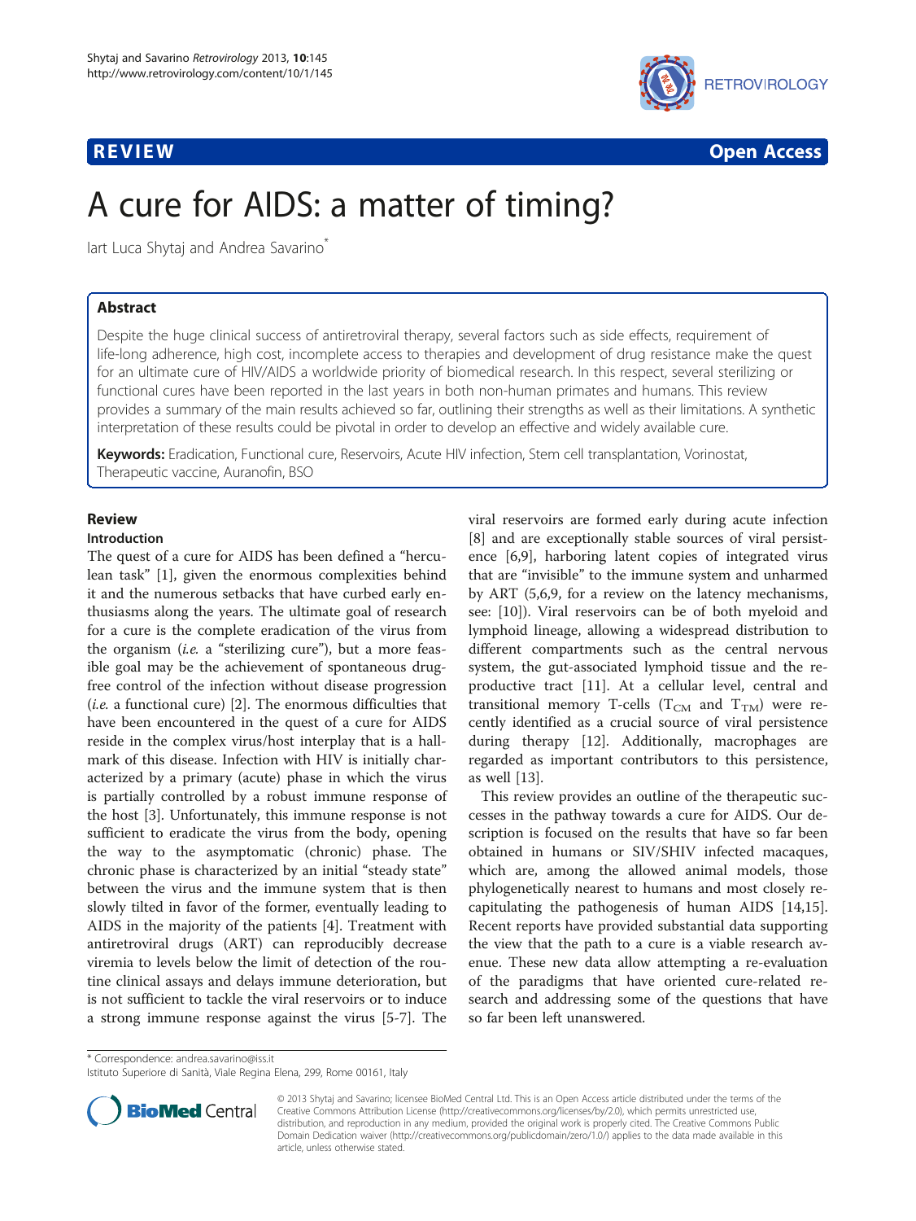**REVIEW** **Open Access**

# A cure for AIDS: a matter of timing?

Iart Luca Shytaj and Andrea Savarino*

## Abstract

Despite the huge clinical success of antiretroviral therapy, several factors such as side effects, requirement of life-long adherence, high cost, incomplete access to therapies and development of drug resistance make the quest for an ultimate cure of HIV/AIDS a worldwide priority of biomedical research. In this respect, several sterilizing or functional cures have been reported in the last years in both non-human primates and humans. This review provides a summary of the main results achieved so far, outlining their strengths as well as their limitations. A synthetic interpretation of these results could be pivotal in order to develop an effective and widely available cure.

**Keywords:** Eradication, Functional cure, Reservoirs, Acute HIV infection, Stem cell transplantation, Vorinostat, Therapeutic vaccine, Auranofin, BSO

## Review

### Introduction

The quest of a cure for AIDS has been defined a "herculean task" [1], given the enormous complexities behind it and the numerous setbacks that have curbed early enthusiasms along the years. The ultimate goal of research for a cure is the complete eradication of the virus from the organism (*i.e.* a "sterilizing cure"), but a more feasible goal may be the achievement of spontaneous drug-free control of the infection without disease progression (*i.e.* a functional cure) [2]. The enormous difficulties that have been encountered in the quest of a cure for AIDS reside in the complex virus/host interplay that is a hallmark of this disease. Infection with HIV is initially characterized by a primary (acute) phase in which the virus is partially controlled by a robust immune response of the host [3]. Unfortunately, this immune response is not sufficient to eradicate the virus from the body, opening the way to the asymptomatic (chronic) phase. The chronic phase is characterized by an initial "steady state" between the virus and the immune system that is then slowly tilted in favor of the former, eventually leading to AIDS in the majority of the patients [4]. Treatment with antiretroviral drugs (ART) can reproducibly decrease viremia to levels below the limit of detection of the routine clinical assays and delays immune deterioration, but is not sufficient to tackle the viral reservoirs or to induce a strong immune response against the virus [5-7]. The viral reservoirs are formed early during acute infection [8] and are exceptionally stable sources of viral persistence [6,9], harboring latent copies of integrated virus that are "invisible" to the immune system and unharmed by ART (5,6,9, for a review on the latency mechanisms, see: [10]). Viral reservoirs can be of both myeloid and lymphoid lineage, allowing a widespread distribution to different compartments such as the central nervous system, the gut-associated lymphoid tissue and the reproductive tract [11]. At a cellular level, central and transitional memory T-cells ($T_{CM}$ and $T_{TM}$) were recently identified as a crucial source of viral persistence during therapy [12]. Additionally, macrophages are regarded as important contributors to this persistence, as well [13].

This review provides an outline of the therapeutic successes in the pathway towards a cure for AIDS. Our description is focused on the results that have so far been obtained in humans or SIV/SHIV infected macaques, which are, among the allowed animal models, those phylogenetically nearest to humans and most closely recapitulating the pathogenesis of human AIDS [14,15]. Recent reports have provided substantial data supporting the view that the path to a cure is a viable research avenue. These new data allow attempting a re-evaluation of the paradigms that have oriented cure-related research and addressing some of the questions that have so far been left unanswered.

* Correspondence: andrea.savarino@iss.it
Istituto Superiore di Sanità, Viale Regina Elena, 299, Rome 00161, Italy

© 2013 Shytaj and Savarino; licensee BioMed Central Ltd. This is an Open Access article distributed under the terms of the Creative Commons Attribution License (http://creativecommons.org/licenses/by/2.0), which permits unrestricted use, distribution, and reproduction in any medium, provided the original work is properly cited. The Creative Commons Public Domain Dedication waiver (http://creativecommons.org/publicdomain/zero/1.0/) applies to the data made available in this article, unless otherwise stated.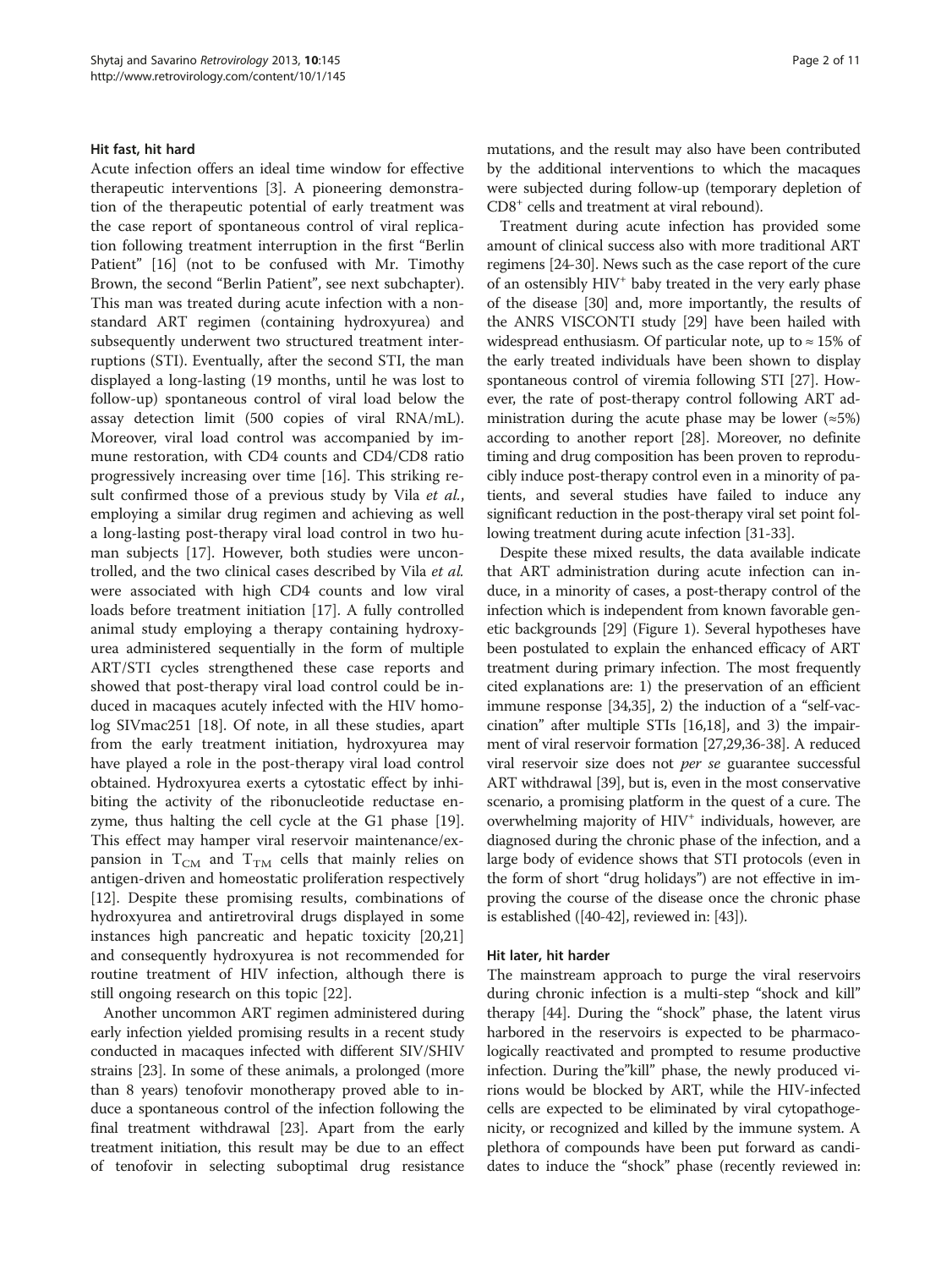### Hit fast, hit hard

Acute infection offers an ideal time window for effective therapeutic interventions [3]. A pioneering demonstration of the therapeutic potential of early treatment was the case report of spontaneous control of viral replication following treatment interruption in the first "Berlin Patient" [16] (not to be confused with Mr. Timothy Brown, the second "Berlin Patient", see next subchapter). This man was treated during acute infection with a non-standard ART regimen (containing hydroxyurea) and subsequently underwent two structured treatment interruptions (STI). Eventually, after the second STI, the man displayed a long-lasting (19 months, until he was lost to follow-up) spontaneous control of viral load below the assay detection limit (500 copies of viral RNA/mL). Moreover, viral load control was accompanied by immune restoration, with CD4 counts and CD4/CD8 ratio progressively increasing over time [16]. This striking result confirmed those of a previous study by Vila *et al.*, employing a similar drug regimen and achieving as well a long-lasting post-therapy viral load control in two human subjects [17]. However, both studies were uncontrolled, and the two clinical cases described by Vila *et al.* were associated with high CD4 counts and low viral loads before treatment initiation [17]. A fully controlled animal study employing a therapy containing hydroxyurea administered sequentially in the form of multiple ART/STI cycles strengthened these case reports and showed that post-therapy viral load control could be induced in macaques acutely infected with the HIV homolog SIVmac251 [18]. Of note, in all these studies, apart from the early treatment initiation, hydroxyurea may have played a role in the post-therapy viral load control obtained. Hydroxyurea exerts a cytostatic effect by inhibiting the activity of the ribonucleotide reductase enzyme, thus halting the cell cycle at the G1 phase [19]. This effect may hamper viral reservoir maintenance/expansion in $T_{CM}$ and $T_{TM}$ cells that mainly relies on antigen-driven and homeostatic proliferation respectively [12]. Despite these promising results, combinations of hydroxyurea and antiretroviral drugs displayed in some instances high pancreatic and hepatic toxicity [20,21] and consequently hydroxyurea is not recommended for routine treatment of HIV infection, although there is still ongoing research on this topic [22].

Another uncommon ART regimen administered during early infection yielded promising results in a recent study conducted in macaques infected with different SIV/SHIV strains [23]. In some of these animals, a prolonged (more than 8 years) tenofovir monotherapy proved able to induce a spontaneous control of the infection following the final treatment withdrawal [23]. Apart from the early treatment initiation, this result may be due to an effect of tenofovir in selecting suboptimal drug resistance mutations, and the result may also have been contributed by the additional interventions to which the macaques were subjected during follow-up (temporary depletion of $CD8^+$ cells and treatment at viral rebound).

Treatment during acute infection has provided some amount of clinical success also with more traditional ART regimens [24-30]. News such as the case report of the cure of an ostensibly $HIV^+$ baby treated in the very early phase of the disease [30] and, more importantly, the results of the ANRS VISCONTI study [29] have been hailed with widespread enthusiasm. Of particular note, up to ≈ 15% of the early treated individuals have been shown to display spontaneous control of viremia following STI [27]. However, the rate of post-therapy control following ART administration during the acute phase may be lower (≈5%) according to another report [28]. Moreover, no definite timing and drug composition has been proven to reproducibly induce post-therapy control even in a minority of patients, and several studies have failed to induce any significant reduction in the post-therapy viral set point following treatment during acute infection [31-33].

Despite these mixed results, the data available indicate that ART administration during acute infection can induce, in a minority of cases, a post-therapy control of the infection which is independent from known favorable genetic backgrounds [29] (Figure 1). Several hypotheses have been postulated to explain the enhanced efficacy of ART treatment during primary infection. The most frequently cited explanations are: 1) the preservation of an efficient immune response [34,35], 2) the induction of a "self-vaccination" after multiple STIs [16,18], and 3) the impairment of viral reservoir formation [27,29,36-38]. A reduced viral reservoir size does not *per se* guarantee successful ART withdrawal [39], but is, even in the most conservative scenario, a promising platform in the quest of a cure. The overwhelming majority of $HIV^+$ individuals, however, are diagnosed during the chronic phase of the infection, and a large body of evidence shows that STI protocols (even in the form of short "drug holidays") are not effective in improving the course of the disease once the chronic phase is established ([40-42], reviewed in: [43]).

### Hit later, hit harder

The mainstream approach to purge the viral reservoirs during chronic infection is a multi-step "shock and kill" therapy [44]. During the "shock" phase, the latent virus harbored in the reservoirs is expected to be pharmacologically reactivated and prompted to resume productive infection. During the"kill" phase, the newly produced virions would be blocked by ART, while the HIV-infected cells are expected to be eliminated by viral cytopathogenicity, or recognized and killed by the immune system. A plethora of compounds have been put forward as candidates to induce the "shock" phase (recently reviewed in: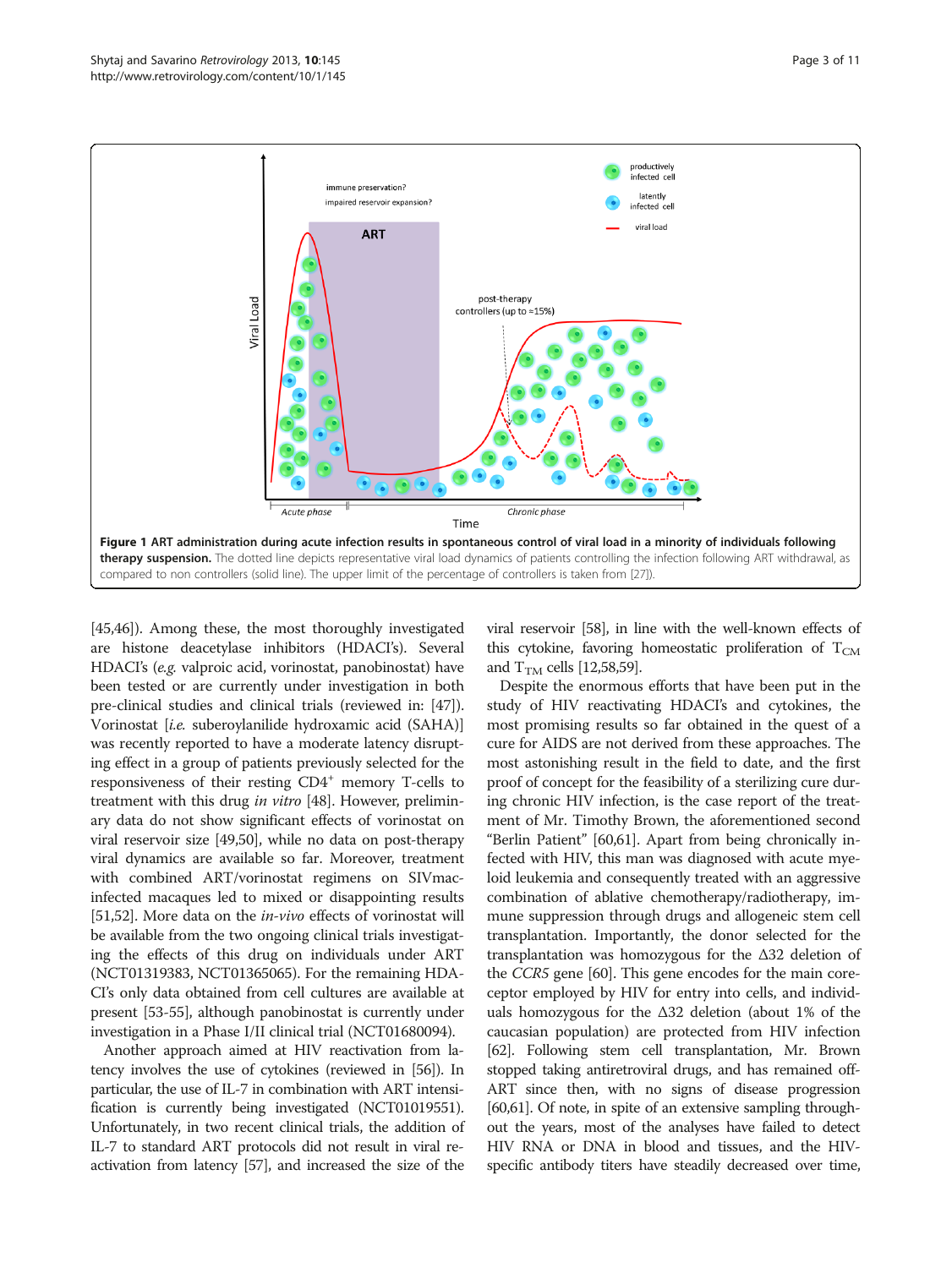**Figure 1 ART administration during acute infection results in spontaneous control of viral load in a minority of individuals following therapy suspension.** The dotted line depicts representative viral load dynamics of patients controlling the infection following ART withdrawal, as compared to non controllers (solid line). The upper limit of the percentage of controllers is taken from [27]).

[45,46]). Among these, the most thoroughly investigated are histone deacetylase inhibitors (HDACI's). Several HDACI's (*e.g.* valproic acid, vorinostat, panobinostat) have been tested or are currently under investigation in both pre-clinical studies and clinical trials (reviewed in: [47]). Vorinostat [*i.e.* suberoylanilide hydroxamic acid (SAHA)] was recently reported to have a moderate latency disrupting effect in a group of patients previously selected for the responsiveness of their resting CD4[+] memory T-cells to treatment with this drug *in vitro* [48]. However, preliminary data do not show significant effects of vorinostat on viral reservoir size [49,50], while no data on post-therapy viral dynamics are available so far. Moreover, treatment with combined ART/vorinostat regimens on SIVmac-infected macaques led to mixed or disappointing results [51,52]. More data on the *in-vivo* effects of vorinostat will be available from the two ongoing clinical trials investigating the effects of this drug on individuals under ART (NCT01319383, NCT01365065). For the remaining HDACI's only data obtained from cell cultures are available at present [53-55], although panobinostat is currently under investigation in a Phase I/II clinical trial (NCT01680094).

Another approach aimed at HIV reactivation from latency involves the use of cytokines (reviewed in [56]). In particular, the use of IL-7 in combination with ART intensification is currently being investigated (NCT01019551). Unfortunately, in two recent clinical trials, the addition of IL-7 to standard ART protocols did not result in viral reactivation from latency [57], and increased the size of the viral reservoir [58], in line with the well-known effects of this cytokine, favoring homeostatic proliferation of $T_{CM}$ and $T_{TM}$ cells [12,58,59].

Despite the enormous efforts that have been put in the study of HIV reactivating HDACI's and cytokines, the most promising results so far obtained in the quest of a cure for AIDS are not derived from these approaches. The most astonishing result in the field to date, and the first proof of concept for the feasibility of a sterilizing cure during chronic HIV infection, is the case report of the treatment of Mr. Timothy Brown, the aforementioned second "Berlin Patient" [60,61]. Apart from being chronically infected with HIV, this man was diagnosed with acute myeloid leukemia and consequently treated with an aggressive combination of ablative chemotherapy/radiotherapy, immune suppression through drugs and allogeneic stem cell transplantation. Importantly, the donor selected for the transplantation was homozygous for the Δ32 deletion of the *CCR5* gene [60]. This gene encodes for the main coreceptor employed by HIV for entry into cells, and individuals homozygous for the Δ32 deletion (about 1% of the caucasian population) are protected from HIV infection [62]. Following stem cell transplantation, Mr. Brown stopped taking antiretroviral drugs, and has remained off-ART since then, with no signs of disease progression [60,61]. Of note, in spite of an extensive sampling throughout the years, most of the analyses have failed to detect HIV RNA or DNA in blood and tissues, and the HIV-specific antibody titers have steadily decreased over time,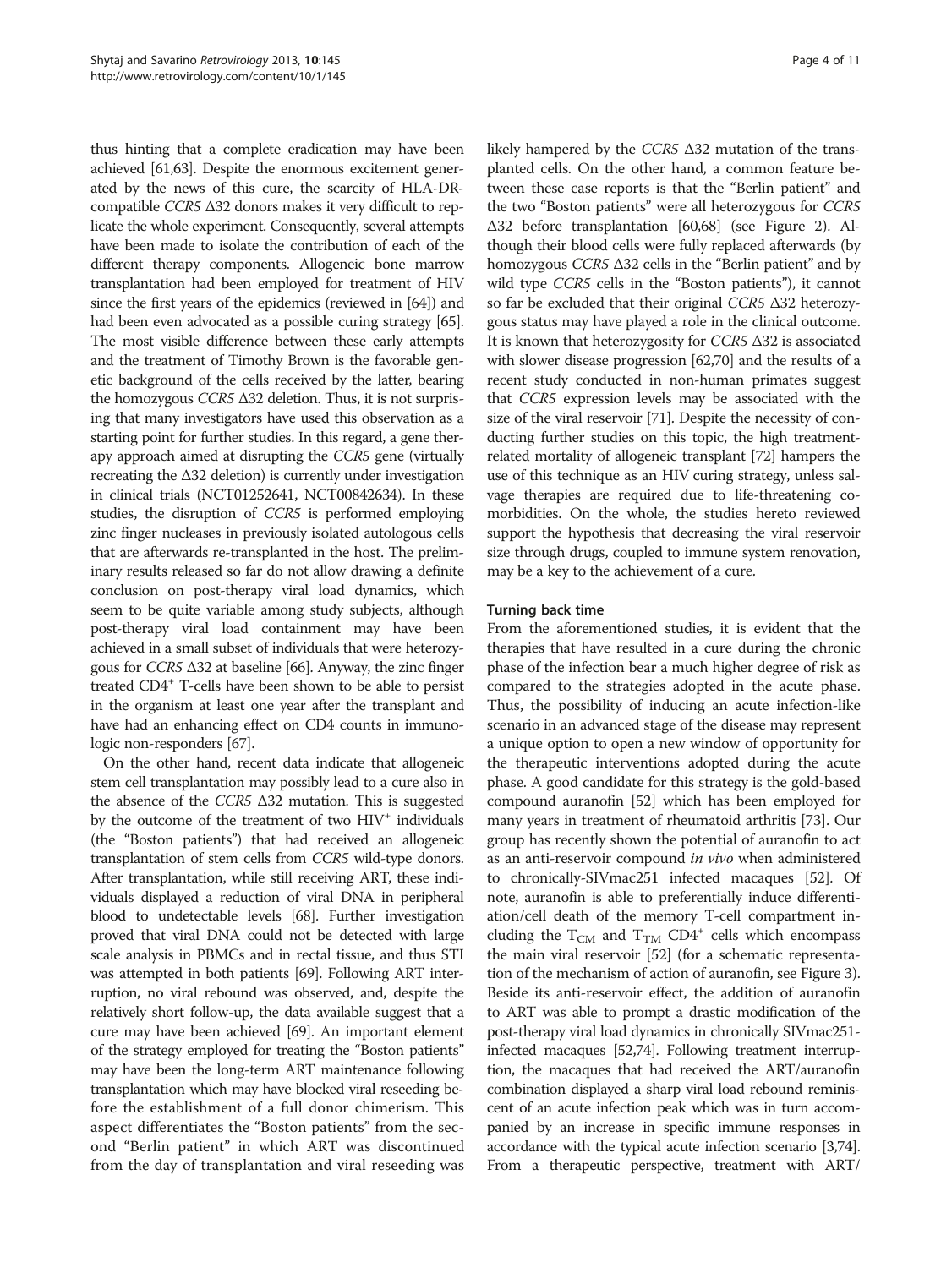thus hinting that a complete eradication may have been achieved [61,63]. Despite the enormous excitement generated by the news of this cure, the scarcity of HLA-DR-compatible *CCR5* Δ32 donors makes it very difficult to replicate the whole experiment. Consequently, several attempts have been made to isolate the contribution of each of the different therapy components. Allogeneic bone marrow transplantation had been employed for treatment of HIV since the first years of the epidemics (reviewed in [64]) and had been even advocated as a possible curing strategy [65]. The most visible difference between these early attempts and the treatment of Timothy Brown is the favorable genetic background of the cells received by the latter, bearing the homozygous *CCR5* Δ32 deletion. Thus, it is not surprising that many investigators have used this observation as a starting point for further studies. In this regard, a gene therapy approach aimed at disrupting the *CCR5* gene (virtually recreating the Δ32 deletion) is currently under investigation in clinical trials (NCT01252641, NCT00842634). In these studies, the disruption of *CCR5* is performed employing zinc finger nucleases in previously isolated autologous cells that are afterwards re-transplanted in the host. The preliminary results released so far do not allow drawing a definite conclusion on post-therapy viral load dynamics, which seem to be quite variable among study subjects, although post-therapy viral load containment may have been achieved in a small subset of individuals that were heterozygous for *CCR5* Δ32 at baseline [66]. Anyway, the zinc finger treated $CD4^+$ T-cells have been shown to be able to persist in the organism at least one year after the transplant and have had an enhancing effect on CD4 counts in immunologic non-responders [67].

On the other hand, recent data indicate that allogeneic stem cell transplantation may possibly lead to a cure also in the absence of the *CCR5* Δ32 mutation. This is suggested by the outcome of the treatment of two $HIV^+$ individuals (the "Boston patients") that had received an allogeneic transplantation of stem cells from *CCR5* wild-type donors. After transplantation, while still receiving ART, these individuals displayed a reduction of viral DNA in peripheral blood to undetectable levels [68]. Further investigation proved that viral DNA could not be detected with large scale analysis in PBMCs and in rectal tissue, and thus STI was attempted in both patients [69]. Following ART interruption, no viral rebound was observed, and, despite the relatively short follow-up, the data available suggest that a cure may have been achieved [69]. An important element of the strategy employed for treating the "Boston patients" may have been the long-term ART maintenance following transplantation which may have blocked viral reseeding before the establishment of a full donor chimerism. This aspect differentiates the "Boston patients" from the second "Berlin patient" in which ART was discontinued from the day of transplantation and viral reseeding was likely hampered by the *CCR5* Δ32 mutation of the transplanted cells. On the other hand, a common feature between these case reports is that the "Berlin patient" and the two "Boston patients" were all heterozygous for *CCR5* Δ32 before transplantation [60,68] (see Figure 2). Although their blood cells were fully replaced afterwards (by homozygous *CCR5* Δ32 cells in the "Berlin patient" and by wild type *CCR5* cells in the "Boston patients"), it cannot so far be excluded that their original *CCR5* Δ32 heterozygous status may have played a role in the clinical outcome. It is known that heterozygosity for *CCR5* Δ32 is associated with slower disease progression [62,70] and the results of a recent study conducted in non-human primates suggest that *CCR5* expression levels may be associated with the size of the viral reservoir [71]. Despite the necessity of conducting further studies on this topic, the high treatment-related mortality of allogeneic transplant [72] hampers the use of this technique as an HIV curing strategy, unless salvage therapies are required due to life-threatening comorbidities. On the whole, the studies hereto reviewed support the hypothesis that decreasing the viral reservoir size through drugs, coupled to immune system renovation, may be a key to the achievement of a cure.

## Turning back time

From the aforementioned studies, it is evident that the therapies that have resulted in a cure during the chronic phase of the infection bear a much higher degree of risk as compared to the strategies adopted in the acute phase. Thus, the possibility of inducing an acute infection-like scenario in an advanced stage of the disease may represent a unique option to open a new window of opportunity for the therapeutic interventions adopted during the acute phase. A good candidate for this strategy is the gold-based compound auranofin [52] which has been employed for many years in treatment of rheumatoid arthritis [73]. Our group has recently shown the potential of auranofin to act as an anti-reservoir compound *in vivo* when administered to chronically-SIVmac251 infected macaques [52]. Of note, auranofin is able to preferentially induce differentiation/cell death of the memory T-cell compartment including the $T_{CM}$ and $T_{TM}$ $CD4^+$ cells which encompass the main viral reservoir [52] (for a schematic representation of the mechanism of action of auranofin, see Figure 3). Beside its anti-reservoir effect, the addition of auranofin to ART was able to prompt a drastic modification of the post-therapy viral load dynamics in chronically SIVmac251-infected macaques [52,74]. Following treatment interruption, the macaques that had received the ART/auranofin combination displayed a sharp viral load rebound reminiscent of an acute infection peak which was in turn accompanied by an increase in specific immune responses in accordance with the typical acute infection scenario [3,74]. From a therapeutic perspective, treatment with ART/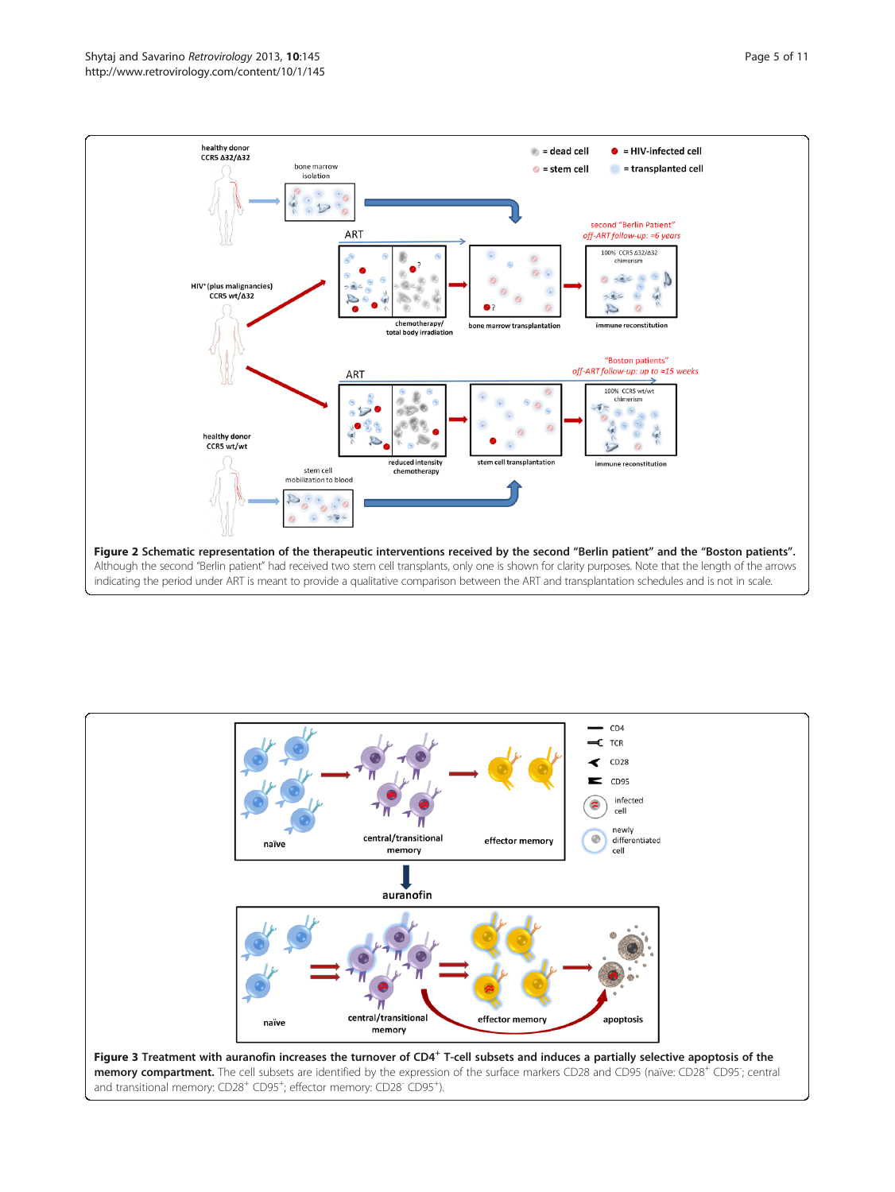**Figure 2 Schematic representation of the therapeutic interventions received by the second "Berlin patient" and the "Boston patients".** Although the second "Berlin patient" had received two stem cell transplants, only one is shown for clarity purposes. Note that the length of the arrows indicating the period under ART is meant to provide a qualitative comparison between the ART and transplantation schedules and is not in scale.

**Figure 3 Treatment with auranofin increases the turnover of $CD4^+$ T-cell subsets and induces a partially selective apoptosis of the memory compartment.** The cell subsets are identified by the expression of the surface markers CD28 and CD95 (naïve: $CD28^+$ $CD95^-$; central and transitional memory: $CD28^+$ $CD95^+$; effector memory: $CD28^-$ $CD95^+$).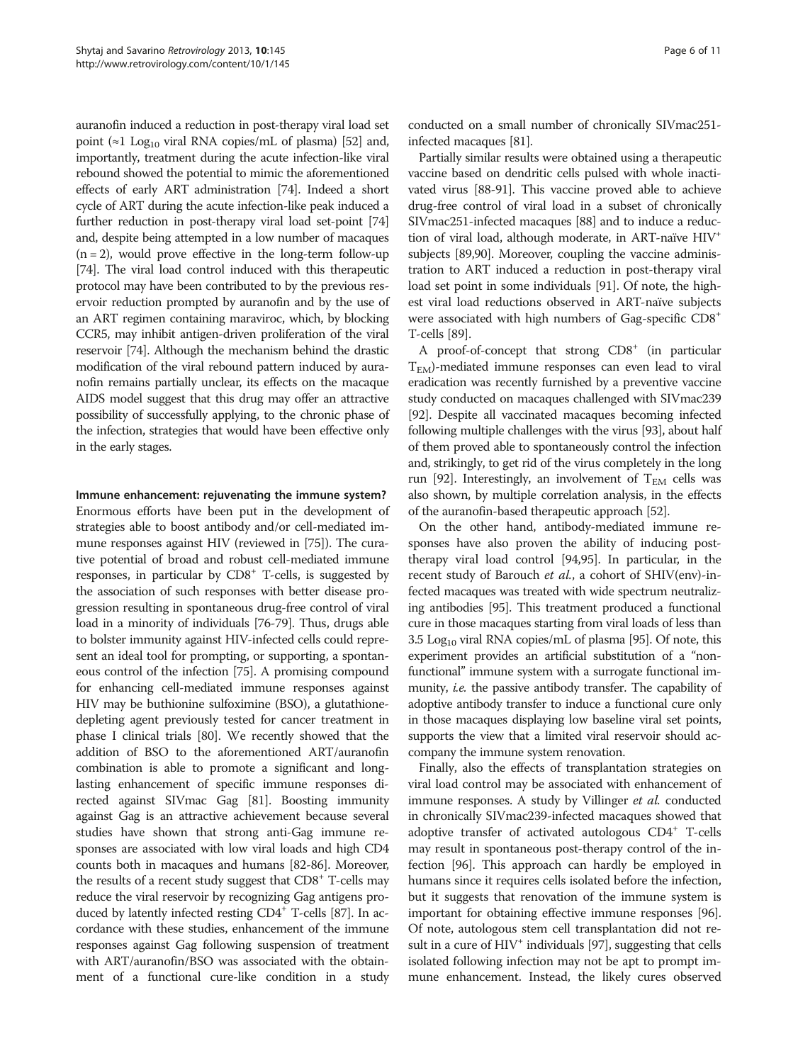auranofin induced a reduction in post-therapy viral load set point (≈1 $Log_{10}$ viral RNA copies/mL of plasma) [52] and, importantly, treatment during the acute infection-like viral rebound showed the potential to mimic the aforementioned effects of early ART administration [74]. Indeed a short cycle of ART during the acute infection-like peak induced a further reduction in post-therapy viral load set-point [74] and, despite being attempted in a low number of macaques (n = 2), would prove effective in the long-term follow-up [74]. The viral load control induced with this therapeutic protocol may have been contributed to by the previous reservoir reduction prompted by auranofin and by the use of an ART regimen containing maraviroc, which, by blocking CCR5, may inhibit antigen-driven proliferation of the viral reservoir [74]. Although the mechanism behind the drastic modification of the viral rebound pattern induced by auranofin remains partially unclear, its effects on the macaque AIDS model suggest that this drug may offer an attractive possibility of successfully applying, to the chronic phase of the infection, strategies that would have been effective only in the early stages.

### Immune enhancement: rejuvenating the immune system?

Enormous efforts have been put in the development of strategies able to boost antibody and/or cell-mediated immune responses against HIV (reviewed in [75]). The curative potential of broad and robust cell-mediated immune responses, in particular by $CD8^+$ T-cells, is suggested by the association of such responses with better disease progression resulting in spontaneous drug-free control of viral load in a minority of individuals [76-79]. Thus, drugs able to bolster immunity against HIV-infected cells could represent an ideal tool for prompting, or supporting, a spontaneous control of the infection [75]. A promising compound for enhancing cell-mediated immune responses against HIV may be buthionine sulfoximine (BSO), a glutathione-depleting agent previously tested for cancer treatment in phase I clinical trials [80]. We recently showed that the addition of BSO to the aforementioned ART/auranofin combination is able to promote a significant and long-lasting enhancement of specific immune responses directed against SIVmac Gag [81]. Boosting immunity against Gag is an attractive achievement because several studies have shown that strong anti-Gag immune responses are associated with low viral loads and high CD4 counts both in macaques and humans [82-86]. Moreover, the results of a recent study suggest that $CD8^+$ T-cells may reduce the viral reservoir by recognizing Gag antigens produced by latently infected resting $CD4^+$ T-cells [87]. In accordance with these studies, enhancement of the immune responses against Gag following suspension of treatment with ART/auranofin/BSO was associated with the obtainment of a functional cure-like condition in a study conducted on a small number of chronically SIVmac251-infected macaques [81].

Partially similar results were obtained using a therapeutic vaccine based on dendritic cells pulsed with whole inactivated virus [88-91]. This vaccine proved able to achieve drug-free control of viral load in a subset of chronically SIVmac251-infected macaques [88] and to induce a reduction of viral load, although moderate, in ART-naïve $HIV^+$ subjects [89,90]. Moreover, coupling the vaccine administration to ART induced a reduction in post-therapy viral load set point in some individuals [91]. Of note, the highest viral load reductions observed in ART-naïve subjects were associated with high numbers of Gag-specific $CD8^+$ T-cells [89].

A proof-of-concept that strong $CD8^+$ (in particular $T_{EM}$)-mediated immune responses can even lead to viral eradication was recently furnished by a preventive vaccine study conducted on macaques challenged with SIVmac239 [92]. Despite all vaccinated macaques becoming infected following multiple challenges with the virus [93], about half of them proved able to spontaneously control the infection and, strikingly, to get rid of the virus completely in the long run [92]. Interestingly, an involvement of $T_{EM}$ cells was also shown, by multiple correlation analysis, in the effects of the auranofin-based therapeutic approach [52].

On the other hand, antibody-mediated immune responses have also proven the ability of inducing post-therapy viral load control [94,95]. In particular, in the recent study of Barouch *et al.*, a cohort of SHIV(env)-infected macaques was treated with wide spectrum neutralizing antibodies [95]. This treatment produced a functional cure in those macaques starting from viral loads of less than 3.5 $Log_{10}$ viral RNA copies/mL of plasma [95]. Of note, this experiment provides an artificial substitution of a "non-functional" immune system with a surrogate functional immunity, *i.e.* the passive antibody transfer. The capability of adoptive antibody transfer to induce a functional cure only in those macaques displaying low baseline viral set points, supports the view that a limited viral reservoir should accompany the immune system renovation.

Finally, also the effects of transplantation strategies on viral load control may be associated with enhancement of immune responses. A study by Villinger *et al.* conducted in chronically SIVmac239-infected macaques showed that adoptive transfer of activated autologous $CD4^+$ T-cells may result in spontaneous post-therapy control of the infection [96]. This approach can hardly be employed in humans since it requires cells isolated before the infection, but it suggests that renovation of the immune system is important for obtaining effective immune responses [96]. Of note, autologous stem cell transplantation did not result in a cure of $HIV^+$ individuals [97], suggesting that cells isolated following infection may not be apt to prompt immune enhancement. Instead, the likely cures observed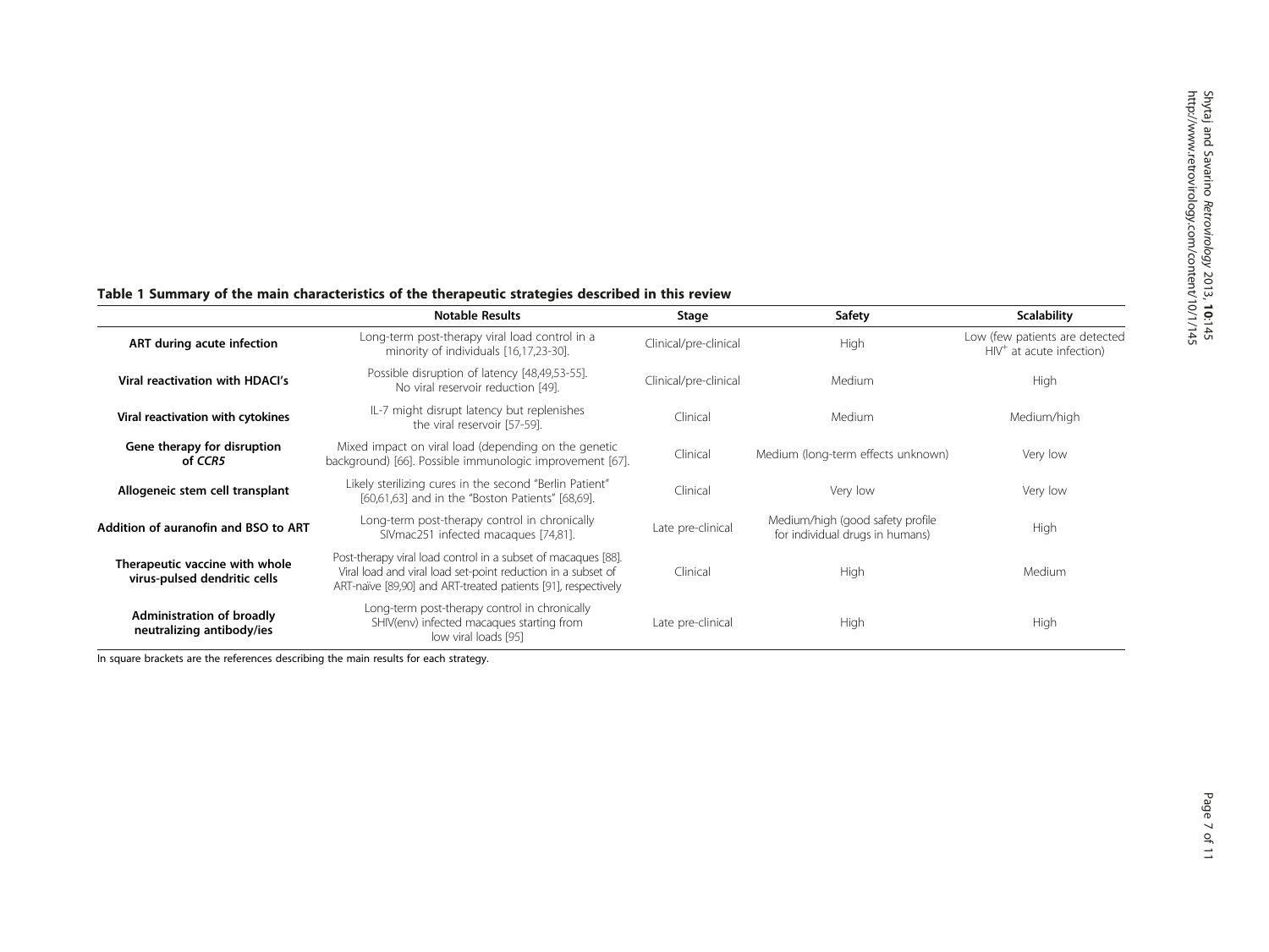**Table 1 Summary of the main characteristics of the therapeutic strategies described in this review**

| | Notable Results | Stage | Safety | Scalability |
|---|---|---|---|---|
| **ART during acute infection** | Long-term post-therapy viral load control in a minority of individuals [16,17,23-30]. | Clinical/pre-clinical | High | Low (few patients are detected $HIV^+$ at acute infection) |
| **Viral reactivation with HDACI's** | Possible disruption of latency [48,49,53-55]. No viral reservoir reduction [49]. | Clinical/pre-clinical | Medium | High |
| **Viral reactivation with cytokines** | IL-7 might disrupt latency but replenishes the viral reservoir [57-59]. | Clinical | Medium | Medium/high |
| **Gene therapy for disruption of *CCR5*** | Mixed impact on viral load (depending on the genetic background) [66]. Possible immunologic improvement [67]. | Clinical | Medium (long-term effects unknown) | Very low |
| **Allogeneic stem cell transplant** | Likely sterilizing cures in the second "Berlin Patient" [60,61,63] and in the "Boston Patients" [68,69]. | Clinical | Very low | Very low |
| **Addition of auranofin and BSO to ART** | Long-term post-therapy control in chronically SIVmac251 infected macaques [74,81]. | Late pre-clinical | Medium/high (good safety profile for individual drugs in humans) | High |
| **Therapeutic vaccine with whole virus-pulsed dendritic cells** | Post-therapy viral load control in a subset of macaques [88]. Viral load and viral load set-point reduction in a subset of ART-naïve [89,90] and ART-treated patients [91], respectively | Clinical | High | Medium |
| **Administration of broadly neutralizing antibody/ies** | Long-term post-therapy control in chronically SHIV(env) infected macaques starting from low viral loads [95] | Late pre-clinical | High | High |

In square brackets are the references describing the main results for each strategy.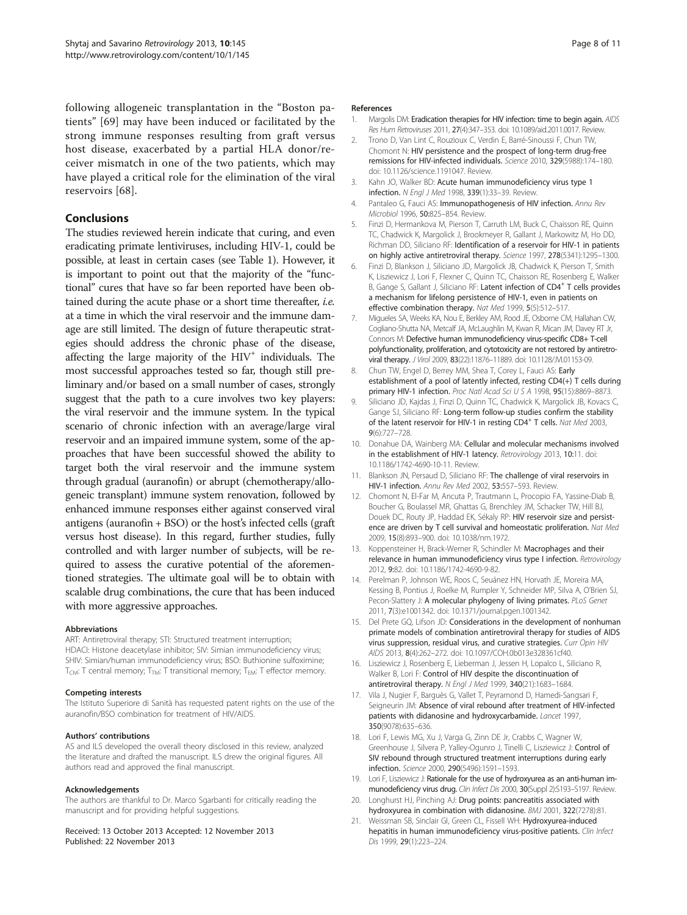following allogeneic transplantation in the "Boston patients" [69] may have been induced or facilitated by the strong immune responses resulting from graft versus host disease, exacerbated by a partial HLA donor/receiver mismatch in one of the two patients, which may have played a critical role for the elimination of the viral reservoirs [68].

## Conclusions

The studies reviewed herein indicate that curing, and even eradicating primate lentiviruses, including HIV-1, could be possible, at least in certain cases (see Table 1). However, it is important to point out that the majority of the "functional" cures that have so far been reported have been obtained during the acute phase or a short time thereafter, *i.e.* at a time in which the viral reservoir and the immune damage are still limited. The design of future therapeutic strategies should address the chronic phase of the disease, affecting the large majority of the $HIV^+$ individuals. The most successful approaches tested so far, though still preliminary and/or based on a small number of cases, strongly suggest that the path to a cure involves two key players: the viral reservoir and the immune system. In the typical scenario of chronic infection with an average/large viral reservoir and an impaired immune system, some of the approaches that have been successful showed the ability to target both the viral reservoir and the immune system through gradual (auranofin) or abrupt (chemotherapy/allogeneic transplant) immune system renovation, followed by enhanced immune responses either against conserved viral antigens (auranofin + BSO) or the host's infected cells (graft versus host disease). In this regard, further studies, fully controlled and with larger number of subjects, will be required to assess the curative potential of the aforementioned strategies. The ultimate goal will be to obtain with scalable drug combinations, the cure that has been induced with more aggressive approaches.

#### Abbreviations

ART: Antiretroviral therapy; STI: Structured treatment interruption; HDACI: Histone deacetylase inhibitor; SIV: Simian immunodeficiency virus; SHIV: Simian/human immunodeficiency virus; BSO: Buthionine sulfoximine; $T_{CM}$: T central memory; $T_{TM}$: T transitional memory; $T_{EM}$: T effector memory.

#### Competing interests

The Istituto Superiore di Sanità has requested patent rights on the use of the auranofin/BSO combination for treatment of HIV/AIDS.

#### Authors' contributions

AS and ILS developed the overall theory disclosed in this review, analyzed the literature and drafted the manuscript. ILS drew the original figures. All authors read and approved the final manuscript.

#### Acknowledgements

The authors are thankful to Dr. Marco Sgarbanti for critically reading the manuscript and for providing helpful suggestions.

Received: 13 October 2013 Accepted: 12 November 2013
Published: 22 November 2013

#### References

1. Margolis DM: **Eradication therapies for HIV infection: time to begin again.** *AIDS Res Hum Retroviruses* 2011, **27**(4):347–353. doi: 10.1089/aid.2011.0017. Review.
2. Trono D, Van Lint C, Rouzioux C, Verdin E, Barré-Sinoussi F, Chun TW, Chomont N: **HIV persistence and the prospect of long-term drug-free remissions for HIV-infected individuals.** *Science* 2010, **329**(5988):174–180. doi: 10.1126/science.1191047. Review.
3. Kahn JO, Walker BD: **Acute human immunodeficiency virus type 1 infection.** *N Engl J Med* 1998, **339**(1):33–39. Review.
4. Pantaleo G, Fauci AS: **Immunopathogenesis of HIV infection.** *Annu Rev Microbiol* 1996, **50:**825–854. Review.
5. Finzi D, Hermankova M, Pierson T, Carruth LM, Buck C, Chaisson RE, Quinn TC, Chadwick K, Margolick J, Brookmeyer R, Gallant J, Markowitz M, Ho DD, Richman DD, Siliciano RF: **Identification of a reservoir for HIV-1 in patients on highly active antiretroviral therapy.** *Science* 1997, **278**(5341):1295–1300.
6. Finzi D, Blankson J, Siliciano JD, Margolick JB, Chadwick K, Pierson T, Smith K, Lisziewicz J, Lori F, Flexner C, Quinn TC, Chaisson RE, Rosenberg E, Walker B, Gange S, Gallant J, Siliciano RF: **Latent infection of $CD4^+$ T cells provides a mechanism for lifelong persistence of HIV-1, even in patients on effective combination therapy.** *Nat Med* 1999, **5**(5):512–517.
7. Migueles SA, Weeks KA, Nou E, Berkley AM, Rood JE, Osborne CM, Hallahan CW, Cogliano-Shutta NA, Metcalf JA, McLaughlin M, Kwan R, Mican JM, Davey RT Jr, Connors M: **Defective human immunodeficiency virus-specific CD8+ T-cell polyfunctionality, proliferation, and cytotoxicity are not restored by antiretroviral therapy.** *J Virol* 2009, **83**(22):11876–11889. doi: 10.1128/JVI.01153-09.
8. Chun TW, Engel D, Berrey MM, Shea T, Corey L, Fauci AS: **Early establishment of a pool of latently infected, resting CD4(+) T cells during primary HIV-1 infection.** *Proc Natl Acad Sci U S A* 1998, **95**(15):8869–8873.
9. Siliciano JD, Kajdas J, Finzi D, Quinn TC, Chadwick K, Margolick JB, Kovacs C, Gange SJ, Siliciano RF: **Long-term follow-up studies confirm the stability of the latent reservoir for HIV-1 in resting $CD4^+$ T cells.** *Nat Med* 2003, **9**(6):727–728.
10. Donahue DA, Wainberg MA: **Cellular and molecular mechanisms involved in the establishment of HIV-1 latency.** *Retrovirology* 2013, **10:**11. doi: 10.1186/1742-4690-10-11. Review.
11. Blankson JN, Persaud D, Siliciano RF: **The challenge of viral reservoirs in HIV-1 infection.** *Annu Rev Med* 2002, **53:**557–593. Review.
12. Chomont N, El-Far M, Ancuta P, Trautmann L, Procopio FA, Yassine-Diab B, Boucher G, Boulassel MR, Ghattas G, Brenchley JM, Schacker TW, Hill BJ, Douek DC, Routy JP, Haddad EK, Sékaly RP: **HIV reservoir size and persistence are driven by T cell survival and homeostatic proliferation.** *Nat Med* 2009, **15**(8):893–900. doi: 10.1038/nm.1972.
13. Koppensteiner H, Brack-Werner R, Schindler M: **Macrophages and their relevance in human immunodeficiency virus type I infection.** *Retrovirology* 2012, **9:**82. doi: 10.1186/1742-4690-9-82.
14. Perelman P, Johnson WE, Roos C, Seuánez HN, Horvath JE, Moreira MA, Kessing B, Pontius J, Roelke M, Rumpler Y, Schneider MP, Silva A, O'Brien SJ, Pecon-Slattery J: **A molecular phylogeny of living primates.** *PLoS Genet* 2011, **7**(3):e1001342. doi: 10.1371/journal.pgen.1001342.
15. Del Prete GQ, Lifson JD: **Considerations in the development of nonhuman primate models of combination antiretroviral therapy for studies of AIDS virus suppression, residual virus, and curative strategies.** *Curr Opin HIV AIDS* 2013, **8**(4):262–272. doi: 10.1097/COH.0b013e328361cf40.
16. Lisziewicz J, Rosenberg E, Lieberman J, Jessen H, Lopalco L, Siliciano R, Walker B, Lori F: **Control of HIV despite the discontinuation of antiretroviral therapy.** *N Engl J Med* 1999, **340**(21):1683–1684.
17. Vila J, Nugier F, Barguès G, Vallet T, Peyramond D, Hamedi-Sangsari F, Seigneurin JM: **Absence of viral rebound after treatment of HIV-infected patients with didanosine and hydroxycarbamide.** *Lancet* 1997, **350**(9078):635–636.
18. Lori F, Lewis MG, Xu J, Varga G, Zinn DE Jr, Crabbs C, Wagner W, Greenhouse J, Silvera P, Yalley-Ogunro J, Tinelli C, Lisziewicz J: **Control of SIV rebound through structured treatment interruptions during early infection.** *Science* 2000, **290**(5496):1591–1593.
19. Lori F, Lisziewicz J: **Rationale for the use of hydroxyurea as an anti-human immunodeficiency virus drug.** *Clin Infect Dis* 2000, **30**(Suppl 2):S193–S197. Review.
20. Longhurst HJ, Pinching AJ: **Drug points: pancreatitis associated with hydroxyurea in combination with didanosine.** *BMJ* 2001, **322**(7278):81.
21. Weissman SB, Sinclair GI, Green CL, Fissell WH: **Hydroxyurea-induced hepatitis in human immunodeficiency virus-positive patients.** *Clin Infect Dis* 1999, **29**(1):223–224.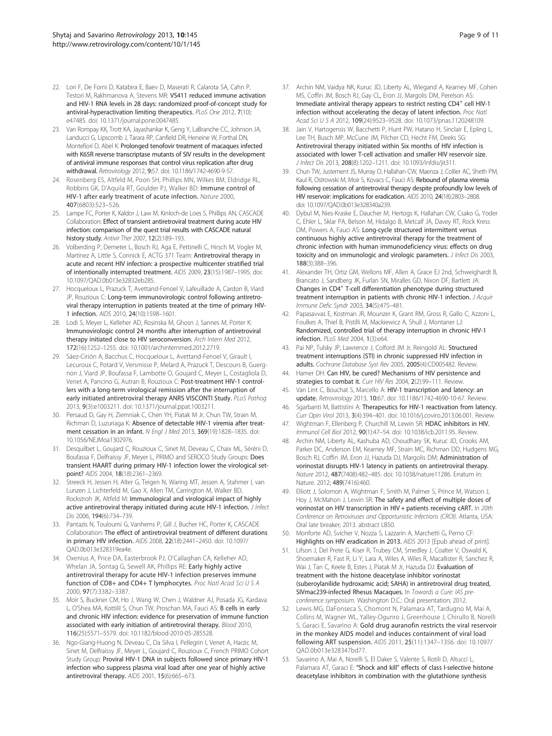22. Lori F, De Forni D, Katabira E, Baev D, Maserati R, Calarota SA, Cahn P, Testori M, Rakhmanova A, Stevens MR: **VS411 reduced immune activation and HIV-1 RNA levels in 28 days: randomized proof-of-concept study for antiviral-hyperactivation limiting therapeutics.** *PLoS One* 2012, **7**(10): e47485. doi: 10.1371/journal.pone.0047485.
23. Van Rompay KK, Trott KA, Jayashankar K, Geng Y, LaBranche CC, Johnson JA, Landucci G, Lipscomb J, Tarara RP, Canfield DR, Heneine W, Forthal DN, Montefiori D, Abel K: **Prolonged tenofovir treatment of macaques infected with K65R reverse transcriptase mutants of SIV results in the development of antiviral immune responses that control virus replication after drug withdrawal.** *Retrovirology* 2012, **9**:57. doi: 10.1186/1742-4690-9-57.
24. Rosenberg ES, Altfeld M, Poon SH, Phillips MN, Wilkes BM, Eldridge RL, Robbins GK, D'Aquila RT, Goulder PJ, Walker BD: **Immune control of HIV-1 after early treatment of acute infection.** *Nature* 2000, **407**(6803):523–526.
25. Lampe FC, Porter K, Kaldor J, Law M, Kinloch-de Loes S, Phillips AN, CASCADE Collaboration: **Effect of transient antiretroviral treatment during acute HIV infection: comparison of the quest trial results with CASCADE natural history study.** *Antivir Ther* 2007, **12**(2):189–193.
26. Volberding P, Demeter L, Bosch RJ, Aga E, Pettinelli C, Hirsch M, Vogler M, Martinez A, Little S, Connick E, ACTG 371 Team: **Antiretroviral therapy in acute and recent HIV infection: a prospective multicenter stratified trial of intentionally interrupted treatment.** *AIDS* 2009, **23**(15):1987–1995. doi: 10.1097/QAD.0b013e32832eb285.
27. Hocqueloux L, Prazuck T, Avettand-Fenoel V, Lafeuillade A, Cardon B, Viard JP, Rouzioux C: **Long-term immunovirologic control following antiretroviral therapy interruption in patients treated at the time of primary HIV-1 infection.** *AIDS* 2010, **24**(10):1598–1601.
28. Lodi S, Meyer L, Kelleher AD, Rosinska M, Ghosn J, Sannes M, Porter K: **Immunovirologic control 24 months after interruption of antiretroviral therapy initiated close to HIV seroconversion.** *Arch Intern Med* 2012, **172**(16):1252–1255. doi: 10.1001/archinternmed.2012.2719.
29. Sáez-Cirión A, Bacchus C, Hocqueloux L, Avettand-Fenoel V, Girault I, Lecuroux C, Potard V, Versmisse P, Melard A, Prazuck T, Descours B, Guergnon J, Viard JP, Boufassa F, Lambotte O, Goujard C, Meyer L, Costagliola D, Venet A, Pancino G, Autran B, Rouzioux C: **Post-treatment HIV-1 controllers with a long-term virological remission after the interruption of early initiated antiretroviral therapy ANRS VISCONTI Study.** *PLoS Pathog* 2013, **9**(3):e1003211. doi: 10.1371/journal.ppat.1003211.
30. Persaud D, Gay H, Ziemniak C, Chen YH, Piatak M Jr, Chun TW, Strain M, Richman D, Luzuriaga K: **Absence of detectable HIV-1 viremia after treatment cessation in an infant.** *N Engl J Med* 2013, **369**(19):1828–1835. doi: 10.1056/NEJMoa1302976.
31. Desquilbet L, Goujard C, Rouzioux C, Sinet M, Deveau C, Chaix ML, Séréni D, Boufassa F, Delfraissy JF, Meyer L, PRIMO and SEROCO Study Groups: **Does transient HAART during primary HIV-1 infection lower the virological set-point?** *AIDS* 2004, **18**(18):2361–2369.
32. Streeck H, Jessen H, Alter G, Teigen N, Waring MT, Jessen A, Stahmer I, van Lunzen J, Lichterfeld M, Gao X, Allen TM, Carrington M, Walker BD, Rockstroh JK, Altfeld M: **Immunological and virological impact of highly active antiretroviral therapy initiated during acute HIV-1 infection.** *J Infect Dis* 2006, **194**(6):734–739.
33. Pantazis N, Touloumi G, Vanhems P, Gill J, Bucher HC, Porter K, CASCADE Collaboration: **The effect of antiretroviral treatment of different durations in primary HIV infection.** *AIDS* 2008, **22**(18):2441–2450. doi: 10.1097/QAD.0b013e328319ea4e.
34. Oxenius A, Price DA, Easterbrook PJ, O'Callaghan CA, Kelleher AD, Whelan JA, Sontag G, Sewell AK, Phillips RE: **Early highly active antiretroviral therapy for acute HIV-1 infection preserves immune function of CD8+ and CD4+ T lymphocytes.** *Proc Natl Acad Sci U S A* 2000, **97**(7):3382–3387.
35. Moir S, Buckner CM, Ho J, Wang W, Chen J, Waldner AJ, Posada JG, Kardava L, O'Shea MA, Kottilil S, Chun TW, Proschan MA, Fauci AS: **B cells in early and chronic HIV infection: evidence for preservation of immune function associated with early initiation of antiretroviral therapy.** *Blood* 2010, **116**(25):5571–5579. doi: 10.1182/blood-2010-05-285528.
36. Ngo-Giang-Huong N, Deveau C, Da Silva I, Pellegrin I, Venet A, Harzic M, Sinet M, Delfraissy JF, Meyer L, Goujard C, Rouzioux C, French PRIMO Cohort Study Group: **Proviral HIV-1 DNA in subjects followed since primary HIV-1 infection who suppress plasma viral load after one year of highly active antiretroviral therapy.** *AIDS* 2001, **15**(6):665–673.
37. Archin NM, Vaidya NK, Kuruc JD, Liberty AL, Wiegand A, Kearney MF, Cohen MS, Coffin JM, Bosch RJ, Gay CL, Eron JJ, Margolis DM, Perelson AS: **Immediate antiviral therapy appears to restrict resting CD4$^+$ cell HIV-1 infection without accelerating the decay of latent infection.** *Proc Natl Acad Sci U S A* 2012, **109**(24):9523–9528. doi: 10.1073/pnas.1120248109.
38. Jain V, Hartogensis W, Bacchetti P, Hunt PW, Hatano H, Sinclair E, Epling L, Lee TH, Busch MP, McCune JM, Pilcher CD, Hecht FM, Deeks SG: **Antiretroviral therapy initiated within Six months of HIV infection is associated with lower T-cell activation and smaller HIV reservoir size.** *J Infect Dis* 2013, **208**(8):1202–1211. doi: 10.1093/infdis/jit311.
39. Chun TW, Justement JS, Murray D, Hallahan CW, Maenza J, Collier AC, Sheth PM, Kaul R, Ostrowski M, Moir S, Kovacs C, Fauci AS: **Rebound of plasma viremia following cessation of antiretroviral therapy despite profoundly low levels of HIV reservoir: implications for eradication.** *AIDS* 2010, **24**(18):2803–2808. doi: 10.1097/QAD.0b013e328340a239.
40. Dybul M, Nies-Kraske E, Daucher M, Hertogs K, Hallahan CW, Csako G, Yoder C, Ehler L, Sklar PA, Belson M, Hidalgo B, Metcalf JA, Davey RT, Rock Kress DM, Powers A, Fauci AS: **Long-cycle structured intermittent versus continuous highly active antiretroviral therapy for the treatment of chronic infection with human immunodeficiency virus: effects on drug toxicity and on immunologic and virologic parameters.** *J Infect Dis* 2003, **188**(3):388–396.
41. Alexander TH, Ortiz GM, Wellons MF, Allen A, Grace EJ 2nd, Schweighardt B, Brancato J, Sandberg JK, Furlan SN, Miralles GD, Nixon DF, Bartlett JA: **Changes in CD4$^+$ T-cell differentiation phenotype during structured treatment interruption in patients with chronic HIV-1 infection.** *J Acquir Immune Defic Syndr* 2003, **34**(5):475–481.
42. Papasavvas E, Kostman JR, Mounzer K, Grant RM, Gross R, Gallo C, Azzoni L, Foulkes A, Thiel B, Pistilli M, Mackiewicz A, Shull J, Montaner LJ: **Randomized, controlled trial of therapy interruption in chronic HIV-1 infection.** *PLoS Med* 2004, **1**(3):e64.
43. Pai NP, Tulsky JP, Lawrence J, Colford JM Jr, Reingold AL: **Structured treatment interruptions (STI) in chronic suppressed HIV infection in adults.** *Cochrane Database Syst Rev* 2005, **2005**(4):CD005482. Review.
44. Hamer DH: **Can HIV, be cured? Mechanisms of HIV persistence and strategies to combat it.** *Curr HIV Res* 2004, **2**(2):99–111. Review.
45. Van Lint C, Bouchat S, Marcello A: **HIV-1 transcription and latency: an update.** *Retrovirology* 2013, **10**:67. doi: 10.1186/1742-4690-10-67. Review.
46. Sgarbanti M, Battistini A: **Therapeutics for HIV-1 reactivation from latency.** *Curr Opin Virol* 2013, **3**(4):394–401. doi: 10.1016/j.coviro.2013.06.001. Review.
47. Wightman F, Ellenberg P, Churchill M, Lewin SR: **HDAC inhibitors in HIV.** *Immunol Cell Biol* 2012, **90**(1):47–54. doi: 10.1038/icb.2011.95. Review.
48. Archin NM, Liberty AL, Kashuba AD, Choudhary SK, Kuruc JD, Crooks AM, Parker DC, Anderson EM, Kearney MF, Strain MC, Richman DD, Hudgens MG, Bosch RJ, Coffin JM, Eron JJ, Hazuda DJ, Margolis DM: **Administration of vorinostat disrupts HIV-1 latency in patients on antiretroviral therapy.** *Nature* 2012, **487**(7408):482–485. doi: 10.1038/nature11286. Erratum in: Nature. 2012; **489**(7416):460.
49. Elliott J, Solomon A, Wightman F, Smith M, Palmer S, Prince M, Watson J, Hoy J, McMahon J, Lewin SR: **The safety and effect of multiple doses of vorinostat on HIV transcription in HIV + patients receiving cART.** In *20th Conference on Retroviruses and Opportunistic Infections (CROI)*. Atlanta, USA: Oral late breaker; 2013. abstract LB50.
50. Monforte AD, Svicher V, Nozza S, Lazzarin A, Marchetti G, Perno CF: **Highlights on HIV eradication in 2013.** *AIDS* 2013 [Epub ahead of print].
51. Lifson J, Del Prete G, Kiser R, Trubey CM, Smedley J, Coalter V, Oswald K, Shoemaker R, Fast R, Li Y, Lara A, Wiles A, Wiles R, Macallister R, Sanchez R, Wai J, Tan C, Keele B, Estes J, Piatak M Jr, Hazuda DJ: **Evaluation of treatment with the histone deacetylase inhibitor vorinostat (suberoylanilide hydroxamic acid; SAHA) in antiretroviral drug treated, SIVmac239-infected Rhesus Macaques.** In *Towards a Cure: IAS pre-conference symposium*. Washington D.C.: Oral presentation; 2012.
52. Lewis MG, DaFonseca S, Chomont N, Palamara AT, Tardugno M, Mai A, Collins M, Wagner WL, Yalley-Ogunro J, Greenhouse J, Chirullo B, Norelli S, Garaci E, Savarino A: **Gold drug auranofin restricts the viral reservoir in the monkey AIDS model and induces containment of viral load following ART suspension.** *AIDS* 2011, **25**(11):1347–1356. doi: 10.1097/QAD.0b013e328347bd77.
53. Savarino A, Mai A, Norelli S, El Daker S, Valente S, Rotili D, Altucci L, Palamara AT, Garaci E: **"Shock and kill" effects of class I-selective histone deacetylase inhibitors in combination with the glutathione synthesis**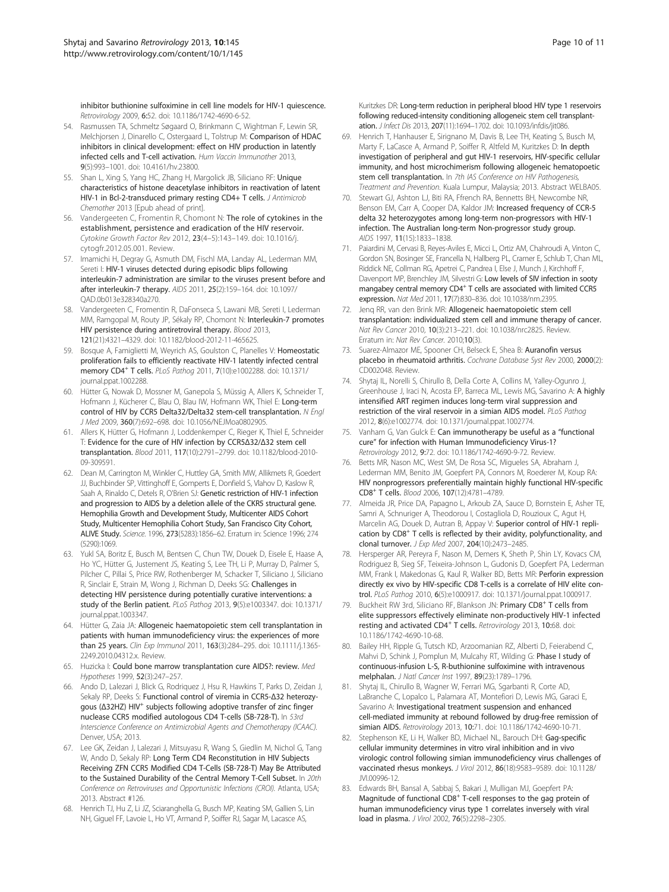inhibitor buthionine sulfoximine in cell line models for HIV-1 quiescence. *Retrovirology* 2009, **6:**52. doi: 10.1186/1742-4690-6-52.

54. Rasmussen TA, Schmeltz Søgaard O, Brinkmann C, Wightman F, Lewin SR, Melchjorsen J, Dinarello C, Ostergaard L, Tolstrup M: **Comparison of HDAC inhibitors in clinical development: effect on HIV production in latently infected cells and T-cell activation.** *Hum Vaccin Immunother* 2013, **9**(5):993–1001. doi: 10.4161/hv.23800.
55. Shan L, Xing S, Yang HC, Zhang H, Margolick JB, Siliciano RF: **Unique characteristics of histone deacetylase inhibitors in reactivation of latent HIV-1 in Bcl-2-transduced primary resting CD4+ T cells.** *J Antimicrob Chemother* 2013 [Epub ahead of print].
56. Vandergeeten C, Fromentin R, Chomont N: **The role of cytokines in the establishment, persistence and eradication of the HIV reservoir.** *Cytokine Growth Factor Rev* 2012, **23**(4–5):143–149. doi: 10.1016/j.cytogfr.2012.05.001. Review.
57. Imamichi H, Degray G, Asmuth DM, Fischl MA, Landay AL, Lederman MM, Sereti I: **HIV-1 viruses detected during episodic blips following interleukin-7 administration are similar to the viruses present before and after interleukin-7 therapy.** *AIDS* 2011, **25**(2):159–164. doi: 10.1097/QAD.0b013e328340a270.
58. Vandergeeten C, Fromentin R, DaFonseca S, Lawani MB, Sereti I, Lederman MM, Ramgopal M, Routy JP, Sékaly RP, Chomont N: **Interleukin-7 promotes HIV persistence during antiretroviral therapy.** *Blood* 2013, **121**(21):4321–4329. doi: 10.1182/blood-2012-11-465625.
59. Bosque A, Famiglietti M, Weyrich AS, Goulston C, Planelles V: **Homeostatic proliferation fails to efficiently reactivate HIV-1 latently infected central memory CD4$^+$ T cells.** *PLoS Pathog* 2011, **7**(10):e1002288. doi: 10.1371/journal.ppat.1002288.
60. Hütter G, Nowak D, Mossner M, Ganepola S, Müssig A, Allers K, Schneider T, Hofmann J, Kücherer C, Blau O, Blau IW, Hofmann WK, Thiel E: **Long-term control of HIV by CCR5 Delta32/Delta32 stem-cell transplantation.** *N Engl J Med* 2009, **360**(7):692–698. doi: 10.1056/NEJMoa0802905.
61. Allers K, Hütter G, Hofmann J, Loddenkemper C, Rieger K, Thiel E, Schneider T: **Evidence for the cure of HIV infection by CCR5Δ32/Δ32 stem cell transplantation.** *Blood* 2011, **117**(10):2791–2799. doi: 10.1182/blood-2010-09-309591.
62. Dean M, Carrington M, Winkler C, Huttley GA, Smith MW, Allikmets R, Goedert JJ, Buchbinder SP, Vittinghoff E, Gomperts E, Donfield S, Vlahov D, Kaslow R, Saah A, Rinaldo C, Detels R, O'Brien SJ: **Genetic restriction of HIV-1 infection and progression to AIDS by a deletion allele of the CKR5 structural gene. Hemophilia Growth and Development Study, Multicenter AIDS Cohort Study, Multicenter Hemophilia Cohort Study, San Francisco City Cohort, ALIVE Study.** *Science.* 1996, **273**(5283):1856–62. Erratum in: Science 1996; 274 (5290):1069.
63. Yukl SA, Boritz E, Busch M, Bentsen C, Chun TW, Douek D, Eisele E, Haase A, Ho YC, Hütter G, Justement JS, Keating S, Lee TH, Li P, Murray D, Palmer S, Pilcher C, Pillai S, Price RW, Rothenberger M, Schacker T, Siliciano J, Siliciano R, Sinclair E, Strain M, Wong J, Richman D, Deeks SG: **Challenges in detecting HIV persistence during potentially curative interventions: a study of the Berlin patient.** *PLoS Pathog* 2013, **9**(5):e1003347. doi: 10.1371/journal.ppat.1003347.
64. Hütter G, Zaia JA: **Allogeneic haematopoietic stem cell transplantation in patients with human immunodeficiency virus: the experiences of more than 25 years.** *Clin Exp Immunol* 2011, **163**(3):284–295. doi: 10.1111/j.1365-2249.2010.04312.x. Review.
65. Huzicka I: **Could bone marrow transplantation cure AIDS?: review.** *Med Hypotheses* 1999, **52**(3):247–257.
66. Ando D, Lalezari J, Blick G, Rodriquez J, Hsu R, Hawkins T, Parks D, Zeidan J, Sekaly RP, Deeks S: **Functional control of viremia in CCR5-Δ32 heterozygous (Δ32HZ) HIV$^+$ subjects following adoptive transfer of zinc finger nuclease CCR5 modified autologous CD4 T-cells (SB-728-T).** In *53rd Interscience Conference on Antimicrobial Agents and Chemotherapy (ICAAC).* Denver, USA; 2013.
67. Lee GK, Zeidan J, Lalezari J, Mitsuyasu R, Wang S, Giedlin M, Nichol G, Tang W, Ando D, Sekaly RP: **Long Term CD4 Reconstitution in HIV Subjects Receiving ZFN CCR5 Modified CD4 T-Cells (SB-728-T) May Be Attributed to the Sustained Durability of the Central Memory T-Cell Subset.** In *20th Conference on Retroviruses and Opportunistic Infections (CROI).* Atlanta, USA; 2013. Abstract #126.
68. Henrich TJ, Hu Z, Li JZ, Sciaranghella G, Busch MP, Keating SM, Gallien S, Lin NH, Giguel FF, Lavoie L, Ho VT, Armand P, Soiffer RJ, Sagar M, Lacasce AS, Kuritzkes DR: **Long-term reduction in peripheral blood HIV type 1 reservoirs following reduced-intensity conditioning allogeneic stem cell transplantation.** *J Infect Dis* 2013, **207**(11):1694–1702. doi: 10.1093/infdis/jit086.
69. Henrich T, Hanhauser E, Sirignano M, Davis B, Lee TH, Keating S, Busch M, Marty F, LaCasce A, Armand P, Soiffer R, Altfeld M, Kuritzkes D: **In depth investigation of peripheral and gut HIV-1 reservoirs, HIV-specific cellular immunity, and host microchimerism following allogeneic hematopoetic stem cell transplantation.** In *7th IAS Conference on HIV Pathogenesis, Treatment and Prevention.* Kuala Lumpur, Malaysia; 2013. Abstract WELBA05.
70. Stewart GJ, Ashton LJ, Biti RA, Ffrench RA, Bennetts BH, Newcombe NR, Benson EM, Carr A, Cooper DA, Kaldor JM: **Increased frequency of CCR-5 delta 32 heterozygotes among long-term non-progressors with HIV-1 infection. The Australian long-term Non-progressor study group.** *AIDS* 1997, **11**(15):1833–1838.
71. Paiardini M, Cervasi B, Reyes-Aviles E, Micci L, Ortiz AM, Chahroudi A, Vinton C, Gordon SN, Bosinger SE, Francella N, Hallberg PL, Cramer E, Schlub T, Chan ML, Riddick NE, Collman RG, Apetrei C, Pandrea I, Else J, Munch J, Kirchhoff F, Davenport MP, Brenchley JM, Silvestri G: **Low levels of SIV infection in sooty mangabey central memory CD4$^+$ T cells are associated with limited CCR5 expression.** *Nat Med* 2011, **17**(7):830–836. doi: 10.1038/nm.2395.
72. Jenq RR, van den Brink MR: **Allogeneic haematopoietic stem cell transplantation: individualized stem cell and immune therapy of cancer.** *Nat Rev Cancer* 2010, **10**(3):213–221. doi: 10.1038/nrc2825. Review. Erratum in: *Nat Rev Cancer.* 2010;**10**(3).
73. Suarez-Almazor ME, Spooner CH, Belseck E, Shea B: **Auranofin versus placebo in rheumatoid arthritis.** *Cochrane Database Syst Rev* 2000, **2000**(2): CD002048. Review.
74. Shytaj IL, Norelli S, Chirullo B, Della Corte A, Collins M, Yalley-Ogunro J, Greenhouse J, Iraci N, Acosta EP, Barreca ML, Lewis MG, Savarino A: **A highly intensified ART regimen induces long-term viral suppression and restriction of the viral reservoir in a simian AIDS model.** *PLoS Pathog* 2012, **8**(6):e1002774. doi: 10.1371/journal.ppat.1002774.
75. Vanham G, Van Gulck E: **Can immunotherapy be useful as a "functional cure" for infection with Human Immunodeficiency Virus-1?** *Retrovirology* 2012, **9:**72. doi: 10.1186/1742-4690-9-72. Review.
76. Betts MR, Nason MC, West SM, De Rosa SC, Migueles SA, Abraham J, Lederman MM, Benito JM, Goepfert PA, Connors M, Roederer M, Koup RA: **HIV nonprogressors preferentially maintain highly functional HIV-specific CD8$^+$ T cells.** *Blood* 2006, **107**(12):4781–4789.
77. Almeida JR, Price DA, Papagno L, Arkoub ZA, Sauce D, Bornstein E, Asher TE, Samri A, Schnuriger A, Theodorou I, Costagliola D, Rouzioux C, Agut H, Marcelin AG, Douek D, Autran B, Appay V: **Superior control of HIV-1 replication by CD8$^+$ T cells is reflected by their avidity, polyfunctionality, and clonal turnover.** *J Exp Med* 2007, **204**(10):2473–2485.
78. Hersperger AR, Pereyra F, Nason M, Demers K, Sheth P, Shin LY, Kovacs CM, Rodriguez B, Sieg SF, Teixeira-Johnson L, Gudonis D, Goepfert PA, Lederman MM, Frank I, Makedonas G, Kaul R, Walker BD, Betts MR: **Perforin expression directly ex vivo by HIV-specific CD8 T-cells is a correlate of HIV elite control.** *PLoS Pathog* 2010, **6**(5):e1000917. doi: 10.1371/journal.ppat.1000917.
79. Buckheit RW 3rd, Siliciano RF, Blankson JN: **Primary CD8$^+$ T cells from elite suppressors effectively eliminate non-productively HIV-1 infected resting and activated CD4$^+$ T cells.** *Retrovirology* 2013, **10:**68. doi: 10.1186/1742-4690-10-68.
80. Bailey HH, Ripple G, Tutsch KD, Arzoomanian RZ, Alberti D, Feierabend C, Mahvi D, Schink J, Pomplun M, Mulcahy RT, Wilding G: **Phase I study of continuous-infusion L-S, R-buthionine sulfoximine with intravenous melphalan.** *J Natl Cancer Inst* 1997, **89**(23):1789–1796.
81. Shytaj IL, Chirullo B, Wagner W, Ferrari MG, Sgarbanti R, Corte AD, LaBranche C, Lopalco L, Palamara AT, Montefiori D, Lewis MG, Garaci E, Savarino A: **Investigational treatment suspension and enhanced cell-mediated immunity at rebound followed by drug-free remission of simian AIDS.** *Retrovirology* 2013, **10:**71. doi: 10.1186/1742-4690-10-71.
82. Stephenson KE, Li H, Walker BD, Michael NL, Barouch DH: **Gag-specific cellular immunity determines in vitro viral inhibition and in vivo virologic control following simian immunodeficiency virus challenges of vaccinated rhesus monkeys.** *J Virol* 2012, **86**(18):9583–9589. doi: 10.1128/JVI.00996-12.
83. Edwards BH, Bansal A, Sabbaj S, Bakari J, Mulligan MJ, Goepfert PA: **Magnitude of functional CD8$^+$ T-cell responses to the gag protein of human immunodeficiency virus type 1 correlates inversely with viral load in plasma.** *J Virol* 2002, **76**(5):2298–2305.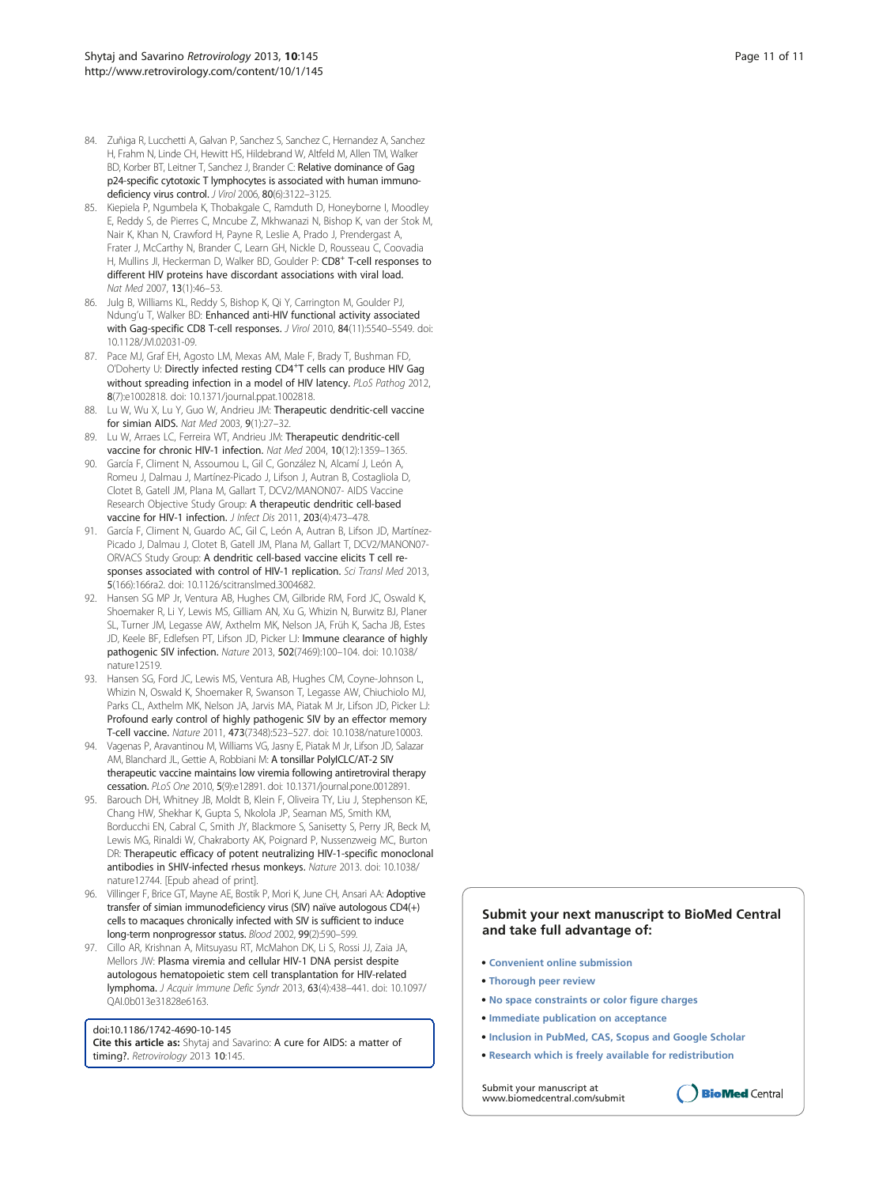84. Zuñiga R, Lucchetti A, Galvan P, Sanchez S, Sanchez C, Hernandez A, Sanchez H, Frahm N, Linde CH, Hewitt HS, Hildebrand W, Altfeld M, Allen TM, Walker BD, Korber BT, Leitner T, Sanchez J, Brander C: **Relative dominance of Gag p24-specific cytotoxic T lymphocytes is associated with human immunodeficiency virus control.** *J Virol* 2006, **80**(6):3122–3125.
85. Kiepiela P, Ngumbela K, Thobakgale C, Ramduth D, Honeyborne I, Moodley E, Reddy S, de Pierres C, Mncube Z, Mkhwanazi N, Bishop K, van der Stok M, Nair K, Khan N, Crawford H, Payne R, Leslie A, Prado J, Prendergast A, Frater J, McCarthy N, Brander C, Learn GH, Nickle D, Rousseau C, Coovadia H, Mullins JI, Heckerman D, Walker BD, Goulder P: **CD8+ T-cell responses to different HIV proteins have discordant associations with viral load.** *Nat Med* 2007, **13**(1):46–53.
86. Julg B, Williams KL, Reddy S, Bishop K, Qi Y, Carrington M, Goulder PJ, Ndung'u T, Walker BD: **Enhanced anti-HIV functional activity associated with Gag-specific CD8 T-cell responses.** *J Virol* 2010, **84**(11):5540–5549. doi: 10.1128/JVI.02031-09.
87. Pace MJ, Graf EH, Agosto LM, Mexas AM, Male F, Brady T, Bushman FD, O'Doherty U: **Directly infected resting CD4+T cells can produce HIV Gag without spreading infection in a model of HIV latency.** *PLoS Pathog* 2012, **8**(7):e1002818. doi: 10.1371/journal.ppat.1002818.
88. Lu W, Wu X, Lu Y, Guo W, Andrieu JM: **Therapeutic dendritic-cell vaccine for simian AIDS.** *Nat Med* 2003, **9**(1):27–32.
89. Lu W, Arraes LC, Ferreira WT, Andrieu JM: **Therapeutic dendritic-cell vaccine for chronic HIV-1 infection.** *Nat Med* 2004, **10**(12):1359–1365.
90. García F, Climent N, Assoumou L, Gil C, González N, Alcamí J, León A, Romeu J, Dalmau J, Martínez-Picado J, Lifson J, Autran B, Costagliola D, Clotet B, Gatell JM, Plana M, Gallart T, DCV2/MANON07- AIDS Vaccine Research Objective Study Group: **A therapeutic dendritic cell-based vaccine for HIV-1 infection.** *J Infect Dis* 2011, **203**(4):473–478.
91. García F, Climent N, Guardo AC, Gil C, León A, Autran B, Lifson JD, Martínez-Picado J, Dalmau J, Clotet B, Gatell JM, Plana M, Gallart T, DCV2/MANON07-ORVACS Study Group: **A dendritic cell-based vaccine elicits T cell responses associated with control of HIV-1 replication.** *Sci Transl Med* 2013, **5**(166):166ra2. doi: 10.1126/scitranslmed.3004682.
92. Hansen SG MP Jr, Ventura AB, Hughes CM, Gilbride RM, Ford JC, Oswald K, Shoemaker R, Li Y, Lewis MS, Gilliam AN, Xu G, Whizin N, Burwitz BJ, Planer SL, Turner JM, Legasse AW, Axthelm MK, Nelson JA, Früh K, Sacha JB, Estes JD, Keele BF, Edlefsen PT, Lifson JD, Picker LJ: **Immune clearance of highly pathogenic SIV infection.** *Nature* 2013, **502**(7469):100–104. doi: 10.1038/nature12519.
93. Hansen SG, Ford JC, Lewis MS, Ventura AB, Hughes CM, Coyne-Johnson L, Whizin N, Oswald K, Shoemaker R, Swanson T, Legasse AW, Chiuchiolo MJ, Parks CL, Axthelm MK, Nelson JA, Jarvis MA, Piatak M Jr, Lifson JD, Picker LJ: **Profound early control of highly pathogenic SIV by an effector memory T-cell vaccine.** *Nature* 2011, **473**(7348):523–527. doi: 10.1038/nature10003.
94. Vagenas P, Aravantinou M, Williams VG, Jasny E, Piatak M Jr, Lifson JD, Salazar AM, Blanchard JL, Gettie A, Robbiani M: **A tonsillar PolyICLC/AT-2 SIV therapeutic vaccine maintains low viremia following antiretroviral therapy cessation.** *PLoS One* 2010, **5**(9):e12891. doi: 10.1371/journal.pone.0012891.
95. Barouch DH, Whitney JB, Moldt B, Klein F, Oliveira TY, Liu J, Stephenson KE, Chang HW, Shekhar K, Gupta S, Nkolola JP, Seaman MS, Smith KM, Borducchi EN, Cabral C, Smith JY, Blackmore S, Sanisetty S, Perry JR, Beck M, Lewis MG, Rinaldi W, Chakraborty AK, Poignard P, Nussenzweig MC, Burton DR: **Therapeutic efficacy of potent neutralizing HIV-1-specific monoclonal antibodies in SHIV-infected rhesus monkeys.** *Nature* 2013. doi: 10.1038/nature12744. [Epub ahead of print].
96. Villinger F, Brice GT, Mayne AE, Bostik P, Mori K, June CH, Ansari AA: **Adoptive transfer of simian immunodeficiency virus (SIV) naïve autologous CD4(+) cells to macaques chronically infected with SIV is sufficient to induce long-term nonprogressor status.** *Blood* 2002, **99**(2):590–599.
97. Cillo AR, Krishnan A, Mitsuyasu RT, McMahon DK, Li S, Rossi JJ, Zaia JA, Mellors JW: **Plasma viremia and cellular HIV-1 DNA persist despite autologous hematopoietic stem cell transplantation for HIV-related lymphoma.** *J Acquir Immune Defic Syndr* 2013, **63**(4):438–441. doi: 10.1097/QAI.0b013e31828e6163.

doi:10.1186/1742-4690-10-145
**Cite this article as:** Shytaj and Savarino: A cure for AIDS: a matter of timing?. *Retrovirology* 2013 **10**:145.

**Submit your next manuscript to BioMed Central and take full advantage of:**

- **Convenient online submission**
- **Thorough peer review**
- **No space constraints or color figure charges**
- **Immediate publication on acceptance**
- **Inclusion in PubMed, CAS, Scopus and Google Scholar**
- **Research which is freely available for redistribution**

Submit your manuscript at www.biomedcentral.com/submit

BioMed Central